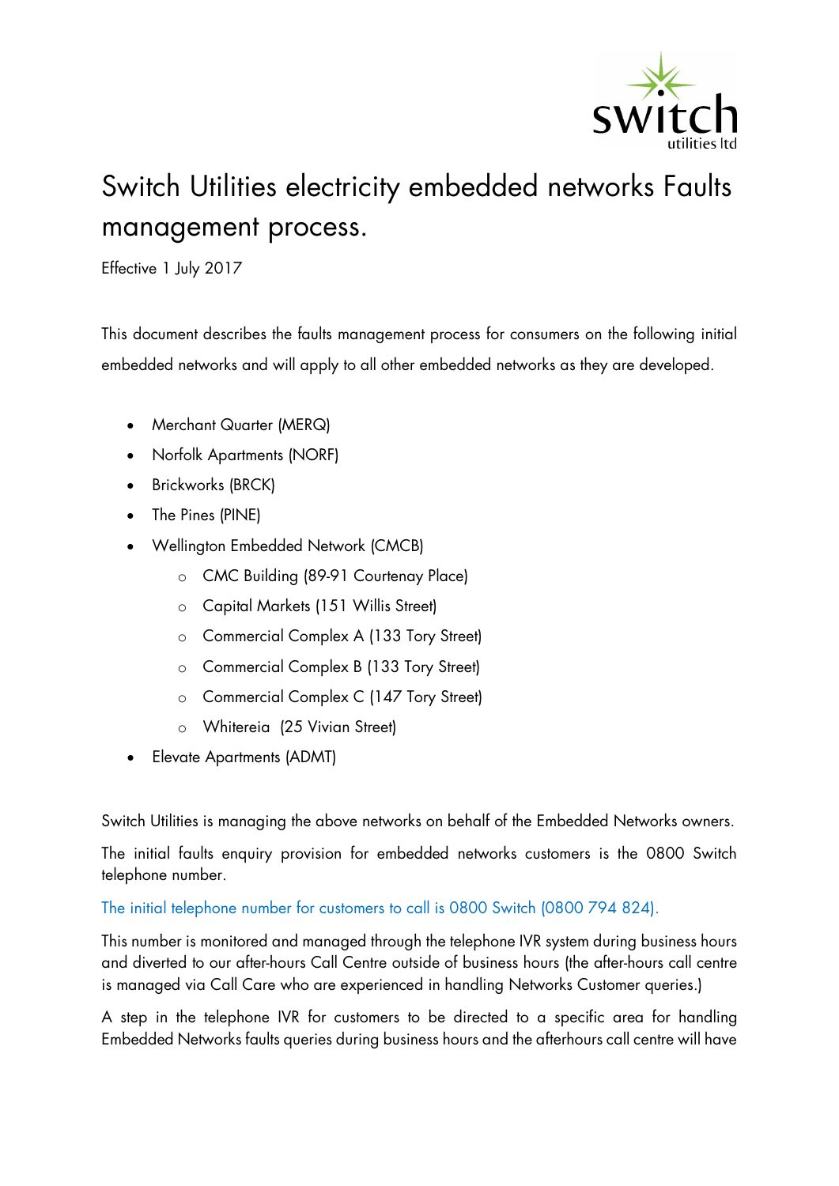# Switch Utilities electricity embedded networks Faults management process.

Effective 1 July 2017

This document describes the faults management process for consumers on the following initial embedded networks and will apply to all other embedded networks as they are developed.

- Merchant Quarter (MERQ)
- Norfolk Apartments (NORF)
- Brickworks (BRCK)
- The Pines (PINE)
- Wellington Embedded Network (CMCB)
  - CMC Building (89-91 Courtenay Place)
  - Capital Markets (151 Willis Street)
  - Commercial Complex A (133 Tory Street)
  - Commercial Complex B (133 Tory Street)
  - Commercial Complex C (147 Tory Street)
  - Whitereia (25 Vivian Street)
- Elevate Apartments (ADMT)

Switch Utilities is managing the above networks on behalf of the Embedded Networks owners.

The initial faults enquiry provision for embedded networks customers is the 0800 Switch telephone number.

The initial telephone number for customers to call is 0800 Switch (0800 794 824).

This number is monitored and managed through the telephone IVR system during business hours and diverted to our after-hours Call Centre outside of business hours (the after-hours call centre is managed via Call Care who are experienced in handling Networks Customer queries.)

A step in the telephone IVR for customers to be directed to a specific area for handling Embedded Networks faults queries during business hours and the afterhours call centre will have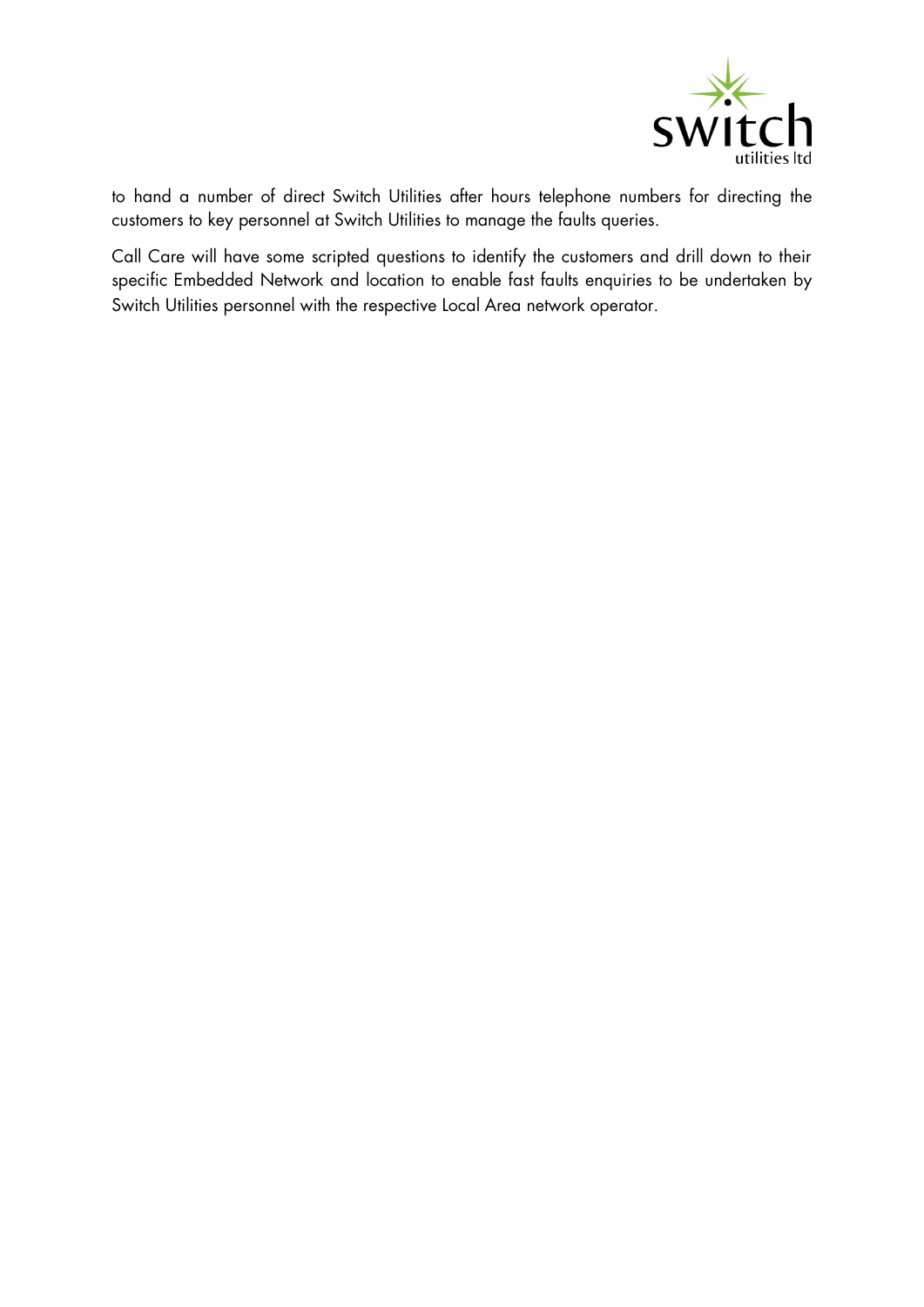to hand a number of direct Switch Utilities after hours telephone numbers for directing the customers to key personnel at Switch Utilities to manage the faults queries.

Call Care will have some scripted questions to identify the customers and drill down to their specific Embedded Network and location to enable fast faults enquiries to be undertaken by Switch Utilities personnel with the respective Local Area network operator.